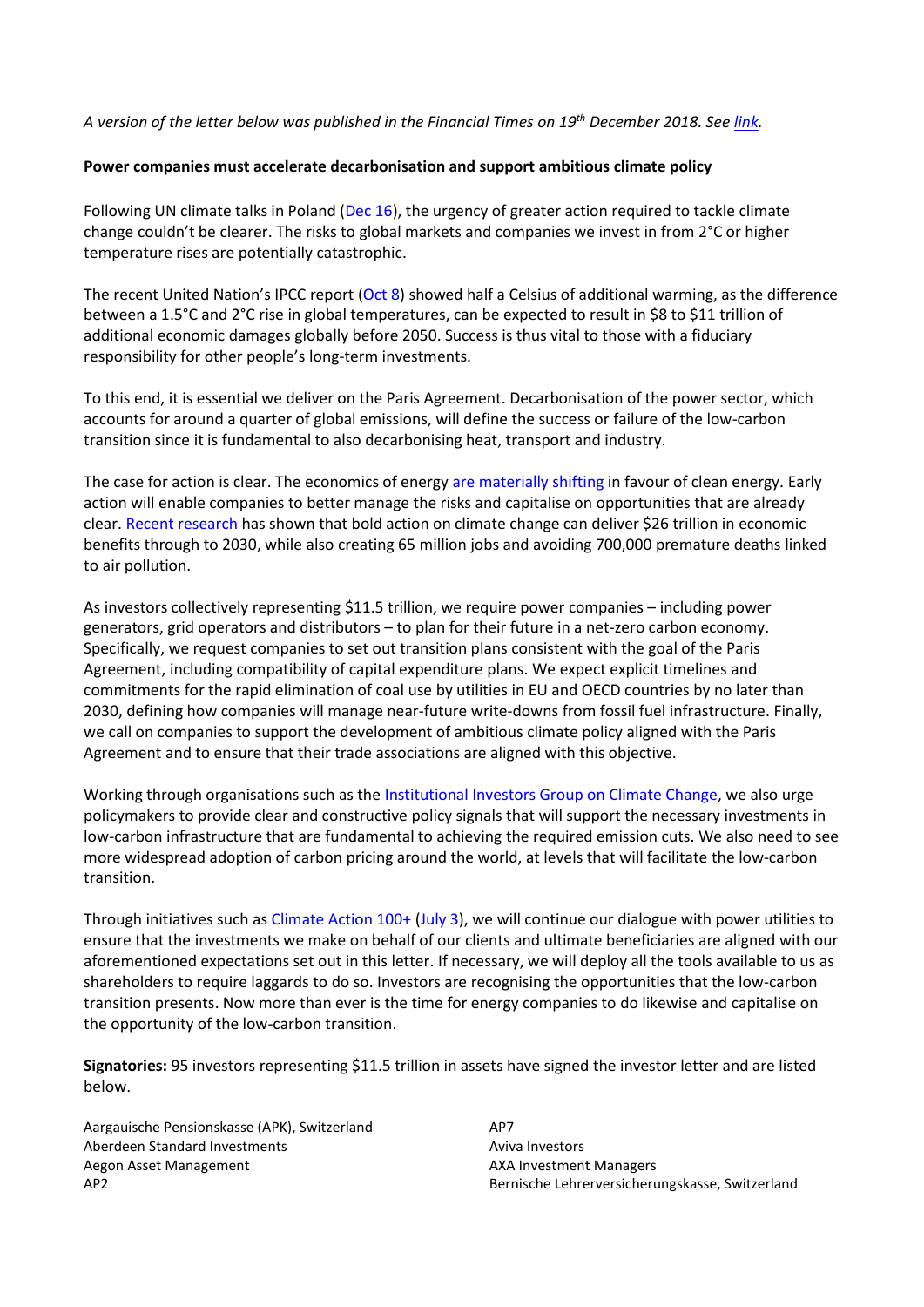*A version of the letter below was published in the Financial Times on 19th December 2018. See link.*

**Power companies must accelerate decarbonisation and support ambitious climate policy**

Following UN climate talks in Poland (Dec 16), the urgency of greater action required to tackle climate change couldn't be clearer. The risks to global markets and companies we invest in from 2°C or higher temperature rises are potentially catastrophic.

The recent United Nation's IPCC report (Oct 8) showed half a Celsius of additional warming, as the difference between a 1.5°C and 2°C rise in global temperatures, can be expected to result in \$8 to \$11 trillion of additional economic damages globally before 2050. Success is thus vital to those with a fiduciary responsibility for other people's long-term investments.

To this end, it is essential we deliver on the Paris Agreement. Decarbonisation of the power sector, which accounts for around a quarter of global emissions, will define the success or failure of the low-carbon transition since it is fundamental to also decarbonising heat, transport and industry.

The case for action is clear. The economics of energy are materially shifting in favour of clean energy. Early action will enable companies to better manage the risks and capitalise on opportunities that are already clear. Recent research has shown that bold action on climate change can deliver \$26 trillion in economic benefits through to 2030, while also creating 65 million jobs and avoiding 700,000 premature deaths linked to air pollution.

As investors collectively representing \$11.5 trillion, we require power companies – including power generators, grid operators and distributors – to plan for their future in a net-zero carbon economy. Specifically, we request companies to set out transition plans consistent with the goal of the Paris Agreement, including compatibility of capital expenditure plans. We expect explicit timelines and commitments for the rapid elimination of coal use by utilities in EU and OECD countries by no later than 2030, defining how companies will manage near-future write-downs from fossil fuel infrastructure. Finally, we call on companies to support the development of ambitious climate policy aligned with the Paris Agreement and to ensure that their trade associations are aligned with this objective.

Working through organisations such as the Institutional Investors Group on Climate Change, we also urge policymakers to provide clear and constructive policy signals that will support the necessary investments in low-carbon infrastructure that are fundamental to achieving the required emission cuts. We also need to see more widespread adoption of carbon pricing around the world, at levels that will facilitate the low-carbon transition.

Through initiatives such as Climate Action 100+ (July 3), we will continue our dialogue with power utilities to ensure that the investments we make on behalf of our clients and ultimate beneficiaries are aligned with our aforementioned expectations set out in this letter. If necessary, we will deploy all the tools available to us as shareholders to require laggards to do so. Investors are recognising the opportunities that the low-carbon transition presents. Now more than ever is the time for energy companies to do likewise and capitalise on the opportunity of the low-carbon transition.

**Signatories:** 95 investors representing \$11.5 trillion in assets have signed the investor letter and are listed below.

Aargauische Pensionskasse (APK), Switzerland
Aberdeen Standard Investments
Aegon Asset Management
AP2
AP7
Aviva Investors
AXA Investment Managers
Bernische Lehrerversicherungskasse, Switzerland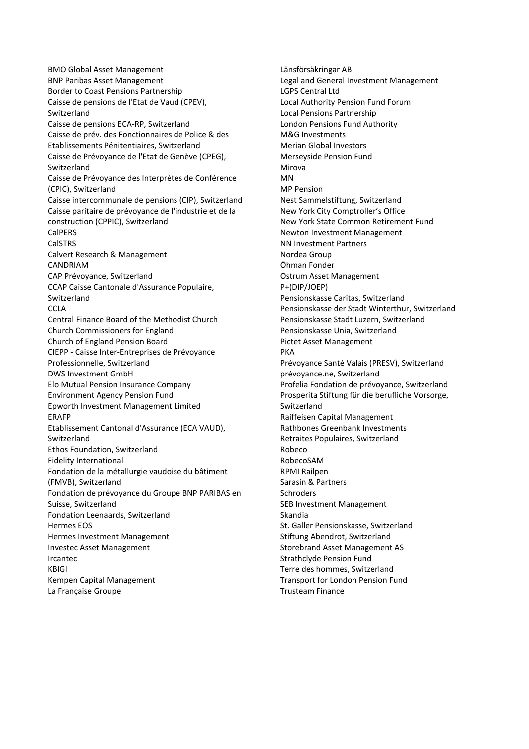BMO Global Asset Management
BNP Paribas Asset Management
Border to Coast Pensions Partnership
Caisse de pensions de l'Etat de Vaud (CPEV), Switzerland
Caisse de pensions ECA-RP, Switzerland
Caisse de prév. des Fonctionnaires de Police & des Etablissements Pénitentiaires, Switzerland
Caisse de Prévoyance de l'Etat de Genève (CPEG), Switzerland
Caisse de Prévoyance des Interprètes de Conférence (CPIC), Switzerland
Caisse intercommunale de pensions (CIP), Switzerland
Caisse paritaire de prévoyance de l'industrie et de la construction (CPPIC), Switzerland
CalPERS
CalSTRS
Calvert Research & Management
CANDRIAM
CAP Prévoyance, Switzerland
CCAP Caisse Cantonale d'Assurance Populaire, Switzerland
CCLA
Central Finance Board of the Methodist Church
Church Commissioners for England
Church of England Pension Board
CIEPP - Caisse Inter-Entreprises de Prévoyance Professionnelle, Switzerland
DWS Investment GmbH
Elo Mutual Pension Insurance Company
Environment Agency Pension Fund
Epworth Investment Management Limited
ERAFP
Etablissement Cantonal d'Assurance (ECA VAUD), Switzerland
Ethos Foundation, Switzerland
Fidelity International
Fondation de la métallurgie vaudoise du bâtiment (FMVB), Switzerland
Fondation de prévoyance du Groupe BNP PARIBAS en Suisse, Switzerland
Fondation Leenaards, Switzerland
Hermes EOS
Hermes Investment Management
Investec Asset Management
Ircantec
KBIGI
Kempen Capital Management
La Française Groupe
Länsförsäkringar AB
Legal and General Investment Management
LGPS Central Ltd
Local Authority Pension Fund Forum
Local Pensions Partnership
London Pensions Fund Authority
M&G Investments
Merian Global Investors
Merseyside Pension Fund
Mirova
MN
MP Pension
Nest Sammelstiftung, Switzerland
New York City Comptroller's Office
New York State Common Retirement Fund
Newton Investment Management
NN Investment Partners
Nordea Group
Öhman Fonder
Ostrum Asset Management
P+(DIP/JOEP)
Pensionskasse Caritas, Switzerland
Pensionskasse der Stadt Winterthur, Switzerland
Pensionskasse Stadt Luzern, Switzerland
Pensionskasse Unia, Switzerland
Pictet Asset Management
PKA
Prévoyance Santé Valais (PRESV), Switzerland
prévoyance.ne, Switzerland
Profelia Fondation de prévoyance, Switzerland
Prosperita Stiftung für die berufliche Vorsorge, Switzerland
Raiffeisen Capital Management
Rathbones Greenbank Investments
Retraites Populaires, Switzerland
Robeco
RobecoSAM
RPMI Railpen
Sarasin & Partners
Schroders
SEB Investment Management
Skandia
St. Galler Pensionskasse, Switzerland
Stiftung Abendrot, Switzerland
Storebrand Asset Management AS
Strathclyde Pension Fund
Terre des hommes, Switzerland
Transport for London Pension Fund
Trusteam Finance